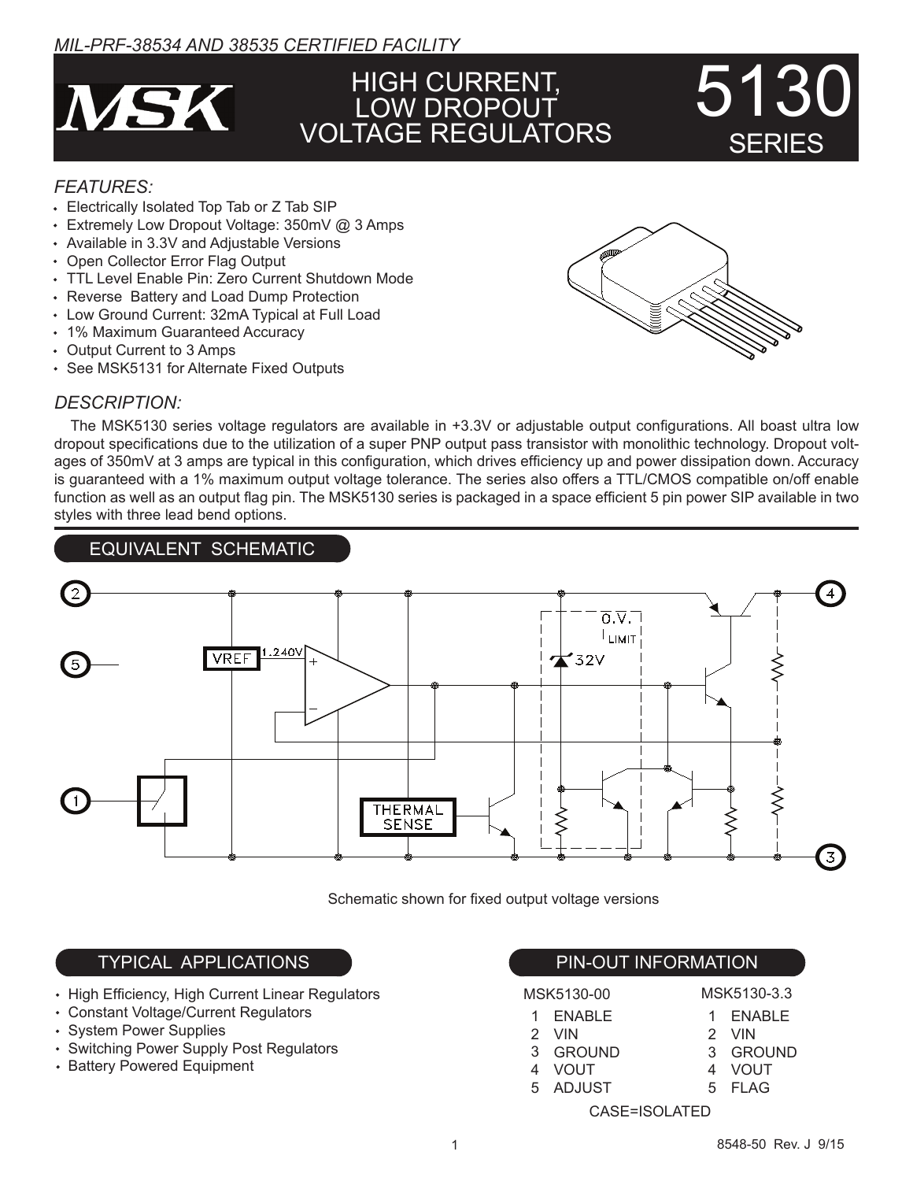MIL-PRF-38534 AND 38535 CERTIFIED FACILITY

# HIGH CURRENT, LOW DROPOUT VOLTAGE REGULATORS

# 5130 SERIES

## FEATURES:

- Electrically Isolated Top Tab or Z Tab SIP
- Extremely Low Dropout Voltage: 350mV @ 3 Amps
- Available in 3.3V and Adjustable Versions
- Open Collector Error Flag Output
- TTL Level Enable Pin: Zero Current Shutdown Mode
- Reverse Battery and Load Dump Protection
- Low Ground Current: 32mA Typical at Full Load
- 1% Maximum Guaranteed Accuracy
- Output Current to 3 Amps
- See MSK5131 for Alternate Fixed Outputs

## DESCRIPTION:

The MSK5130 series voltage regulators are available in +3.3V or adjustable output configurations. All boast ultra low dropout specifications due to the utilization of a super PNP output pass transistor with monolithic technology. Dropout voltages of 350mV at 3 amps are typical in this configuration, which drives efficiency up and power dissipation down. Accuracy is guaranteed with a 1% maximum output voltage tolerance. The series also offers a TTL/CMOS compatible on/off enable function as well as an output flag pin. The MSK5130 series is packaged in a space efficient 5 pin power SIP available in two styles with three lead bend options.

## EQUIVALENT SCHEMATIC

Schematic shown for fixed output voltage versions

## TYPICAL APPLICATIONS

- High Efficiency, High Current Linear Regulators
- Constant Voltage/Current Regulators
- System Power Supplies
- Switching Power Supply Post Regulators
- Battery Powered Equipment

## PIN-OUT INFORMATION

| MSK5130-00 | | MSK5130-3.3 | |
|---|---|---|---|
| 1 | ENABLE | 1 | ENABLE |
| 2 | VIN | 2 | VIN |
| 3 | GROUND | 3 | GROUND |
| 4 | VOUT | 4 | VOUT |
| 5 | ADJUST | 5 | FLAG |

CASE=ISOLATED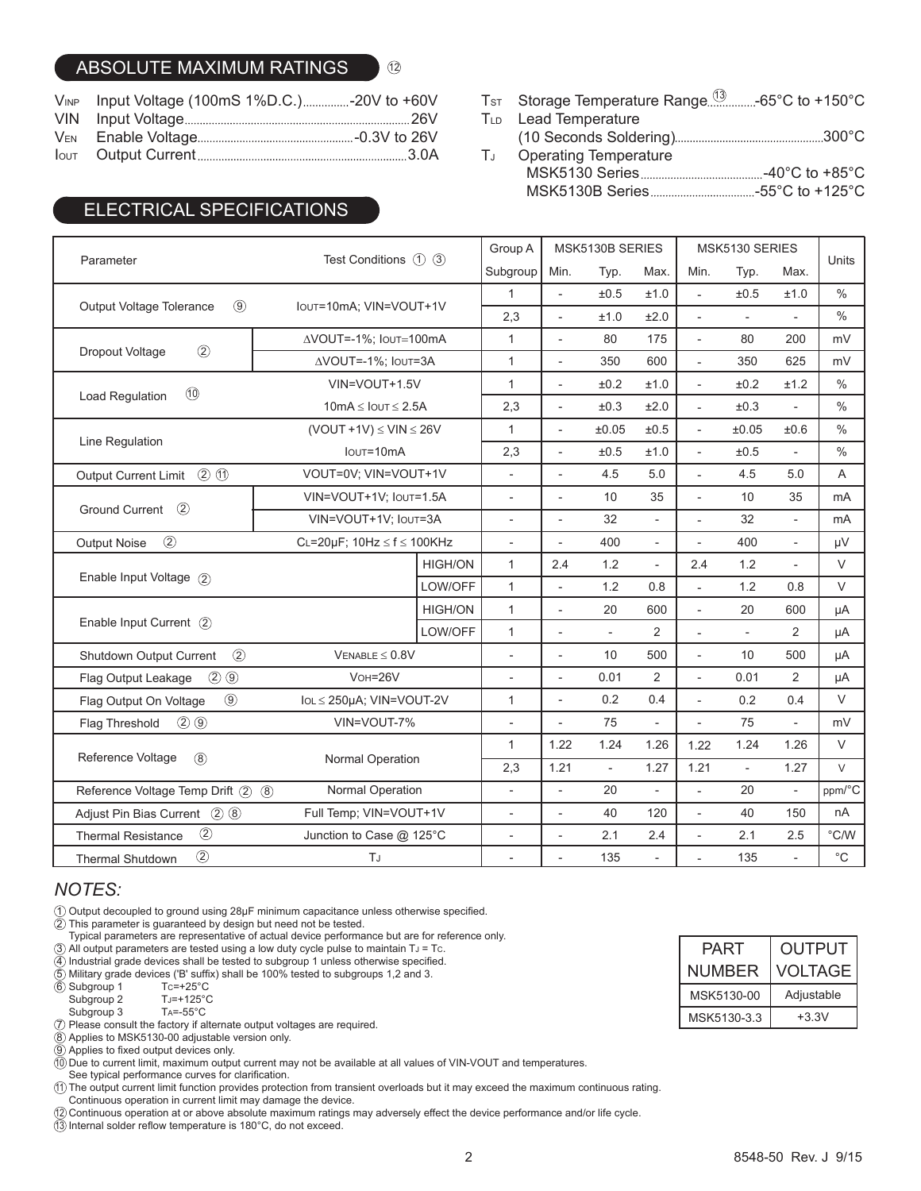## ABSOLUTE MAXIMUM RATINGS ⑫

| | | |
|---|---|---|
| $V_{INP}$ | Input Voltage (100mS 1%D.C.) | -20V to +60V |
| VIN | Input Voltage | 26V |
| $V_{EN}$ | Enable Voltage | -0.3V to 26V |
| $I_{OUT}$ | Output Current | 3.0A |
| $T_{ST}$ | Storage Temperature Range ⑬ | -65°C to +150°C |
| $T_{LD}$ | Lead Temperature (10 Seconds Soldering) | 300°C |
| $T_J$ | Operating Temperature MSK5130 Series | -40°C to +85°C |
| | MSK5130B Series | -55°C to +125°C |

## ELECTRICAL SPECIFICATIONS

| Parameter | Test Conditions ① ③ | | Group A Subgroup | MSK5130B SERIES Min. | MSK5130B SERIES Typ. | MSK5130B SERIES Max. | MSK5130 SERIES Min. | MSK5130 SERIES Typ. | MSK5130 SERIES Max. | Units |
|---|---|---|---|---|---|---|---|---|---|---|
| Output Voltage Tolerance ⑨ | $I_{OUT}$=10mA; VIN=VOUT+1V | | 1 | - | ±0.5 | ±1.0 | - | ±0.5 | ±1.0 | % |
| | | | 2,3 | - | ±1.0 | ±2.0 | - | - | - | % |
| Dropout Voltage ② | ΔVOUT=-1%; $I_{OUT}$=100mA | | 1 | - | 80 | 175 | - | 80 | 200 | mV |
| | ΔVOUT=-1%; $I_{OUT}$=3A | | 1 | - | 350 | 600 | - | 350 | 625 | mV |
| Load Regulation ⑩ | VIN=VOUT+1.5V | | 1 | - | ±0.2 | ±1.0 | - | ±0.2 | ±1.2 | % |
| | 10mA ≤ $I_{OUT}$ ≤ 2.5A | | 2,3 | - | ±0.3 | ±2.0 | - | ±0.3 | - | % |
| Line Regulation | (VOUT +1V) ≤ VIN ≤ 26V | | 1 | - | ±0.05 | ±0.5 | - | ±0.05 | ±0.6 | % |
| | $I_{OUT}$=10mA | | 2,3 | - | ±0.5 | ±1.0 | - | ±0.5 | - | % |
| Output Current Limit ② ⑪ | VOUT=0V; VIN=VOUT+1V | | - | - | 4.5 | 5.0 | - | 4.5 | 5.0 | A |
| Ground Current ② | VIN=VOUT+1V; $I_{OUT}$=1.5A | | - | - | 10 | 35 | - | 10 | 35 | mA |
| | VIN=VOUT+1V; $I_{OUT}$=3A | | - | - | 32 | - | - | 32 | - | mA |
| Output Noise ② | $C_L$=20μF; 10Hz ≤ f ≤ 100KHz | | - | - | 400 | - | - | 400 | - | μV |
| Enable Input Voltage ② | | HIGH/ON | 1 | 2.4 | 1.2 | - | 2.4 | 1.2 | - | V |
| | | LOW/OFF | 1 | - | 1.2 | 0.8 | - | 1.2 | 0.8 | V |
| Enable Input Current ② | | HIGH/ON | 1 | - | 20 | 600 | - | 20 | 600 | μA |
| | | LOW/OFF | 1 | - | - | 2 | - | - | 2 | μA |
| Shutdown Output Current ② | $V_{ENABLE}$ ≤ 0.8V | | - | - | 10 | 500 | - | 10 | 500 | μA |
| Flag Output Leakage ② ⑨ | $V_{OH}$=26V | | - | - | 0.01 | 2 | - | 0.01 | 2 | μA |
| Flag Output On Voltage ⑨ | $I_{OL}$ ≤ 250μA; VIN=VOUT-2V | | 1 | - | 0.2 | 0.4 | - | 0.2 | 0.4 | V |
| Flag Threshold ② ⑨ | VIN=VOUT-7% | | - | - | 75 | - | - | 75 | - | mV |
| Reference Voltage ⑧ | Normal Operation | | 1 | 1.22 | 1.24 | 1.26 | 1.22 | 1.24 | 1.26 | V |
| | | | 2,3 | 1.21 | - | 1.27 | 1.21 | - | 1.27 | V |
| Reference Voltage Temp Drift ② ⑧ | Normal Operation | | - | - | 20 | - | - | 20 | - | ppm/°C |
| Adjust Pin Bias Current ② ⑧ | Full Temp; VIN=VOUT+1V | | - | - | 40 | 120 | - | 40 | 150 | nA |
| Thermal Resistance ② | Junction to Case @ 125°C | | - | - | 2.1 | 2.4 | - | 2.1 | 2.5 | °C/W |
| Thermal Shutdown ② | $T_J$ | | - | - | 135 | - | - | 135 | - | °C |

### *NOTES:*

① Output decoupled to ground using 28μF minimum capacitance unless otherwise specified.
② This parameter is guaranteed by design but need not be tested.
Typical parameters are representative of actual device performance but are for reference only.
③ All output parameters are tested using a low duty cycle pulse to maintain $T_J$ = $T_C$.
④ Industrial grade devices shall be tested to subgroup 1 unless otherwise specified.
⑤ Military grade devices ('B' suffix) shall be 100% tested to subgroups 1,2 and 3.
⑥ Subgroup 1 $T_C$=+25°C
Subgroup 2 $T_J$=+125°C
Subgroup 3 $T_A$=-55°C
⑦ Please consult the factory if alternate output voltages are required.
⑧ Applies to MSK5130-00 adjustable version only.
⑨ Applies to fixed output devices only.
⑩ Due to current limit, maximum output current may not be available at all values of VIN-VOUT and temperatures.
See typical performance curves for clarification.
⑪ The output current limit function provides protection from transient overloads but it may exceed the maximum continuous rating.
Continuous operation in current limit may damage the device.
⑫ Continuous operation at or above absolute maximum ratings may adversely effect the device performance and/or life cycle.
⑬ Internal solder reflow temperature is 180°C, do not exceed.

| PART NUMBER | OUTPUT VOLTAGE |
|---|---|
| MSK5130-00 | Adjustable |
| MSK5130-3.3 | +3.3V |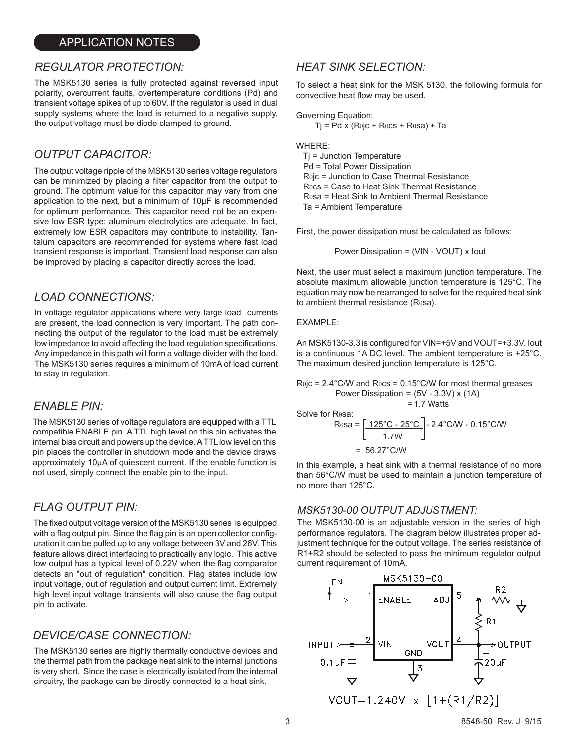## APPLICATION NOTES

### REGULATOR PROTECTION:

The MSK5130 series is fully protected against reversed input polarity, overcurrent faults, overtemperature conditions (Pd) and transient voltage spikes of up to 60V. If the regulator is used in dual supply systems where the load is returned to a negative supply, the output voltage must be diode clamped to ground.

### OUTPUT CAPACITOR:

The output voltage ripple of the MSK5130 series voltage regulators can be minimized by placing a filter capacitor from the output to ground. The optimum value for this capacitor may vary from one application to the next, but a minimum of 10µF is recommended for optimum performance. This capacitor need not be an expensive low ESR type: aluminum electrolytics are adequate. In fact, extremely low ESR capacitors may contribute to instability. Tantalum capacitors are recommended for systems where fast load transient response is important. Transient load response can also be improved by placing a capacitor directly across the load.

### LOAD CONNECTIONS:

In voltage regulator applications where very large load currents are present, the load connection is very important. The path connecting the output of the regulator to the load must be extremely low impedance to avoid affecting the load regulation specifications. Any impedance in this path will form a voltage divider with the load. The MSK5130 series requires a minimum of 10mA of load current to stay in regulation.

### ENABLE PIN:

The MSK5130 series of voltage regulators are equipped with a TTL compatible ENABLE pin. A TTL high level on this pin activates the internal bias circuit and powers up the device. A TTL low level on this pin places the controller in shutdown mode and the device draws approximately 10µA of quiescent current. If the enable function is not used, simply connect the enable pin to the input.

### FLAG OUTPUT PIN:

The fixed output voltage version of the MSK5130 series is equipped with a flag output pin. Since the flag pin is an open collector configuration it can be pulled up to any voltage between 3V and 26V. This feature allows direct interfacing to practically any logic. This active low output has a typical level of 0.22V when the flag comparator detects an "out of regulation" condition. Flag states include low input voltage, out of regulation and output current limit. Extremely high level input voltage transients will also cause the flag output pin to activate.

### DEVICE/CASE CONNECTION:

The MSK5130 series are highly thermally conductive devices and the thermal path from the package heat sink to the internal junctions is very short. Since the case is electrically isolated from the internal circuitry, the package can be directly connected to a heat sink.

### HEAT SINK SELECTION:

To select a heat sink for the MSK 5130, the following formula for convective heat flow may be used.

Governing Equation:

$$T_j = P_d \times (R_{\theta jc} + R_{\theta cs} + R_{\theta sa}) + T_a$$

WHERE:

- $T_j$ = Junction Temperature
- $P_d$ = Total Power Dissipation
- $R_{\theta jc}$ = Junction to Case Thermal Resistance
- $R_{\theta cs}$ = Case to Heat Sink Thermal Resistance
- $R_{\theta sa}$ = Heat Sink to Ambient Thermal Resistance
- $T_a$ = Ambient Temperature

First, the power dissipation must be calculated as follows:

$$\text{Power Dissipation} = (V_{IN} - V_{OUT}) \times I_{out}$$

Next, the user must select a maximum junction temperature. The absolute maximum allowable junction temperature is 125°C. The equation may now be rearranged to solve for the required heat sink to ambient thermal resistance ($R_{\theta sa}$).

EXAMPLE:

An MSK5130-3.3 is configured for VIN=+5V and VOUT=+3.3V. Iout is a continuous 1A DC level. The ambient temperature is +25°C. The maximum desired junction temperature is 125°C.

$R_{\theta jc}$ = 2.4°C/W and $R_{\theta cs}$ = 0.15°C/W for most thermal greases

$$\text{Power Dissipation} = (5V - 3.3V) \times (1A) = 1.7 \text{ Watts}$$

Solve for $R_{\theta sa}$:

$$R_{\theta sa} = \left[\frac{125°C - 25°C}{1.7W}\right] - 2.4°C/W - 0.15°C/W = 56.27°C/W$$

In this example, a heat sink with a thermal resistance of no more than 56°C/W must be used to maintain a junction temperature of no more than 125°C.

### MSK5130-00 OUTPUT ADJUSTMENT:

The MSK5130-00 is an adjustable version in the series of high performance regulators. The diagram below illustrates proper adjustment technique for the output voltage. The series resistance of R1+R2 should be selected to pass the minimum regulator output current requirement of 10mA.

$$V_{OUT} = 1.240V \times [1 + (R1/R2)]$$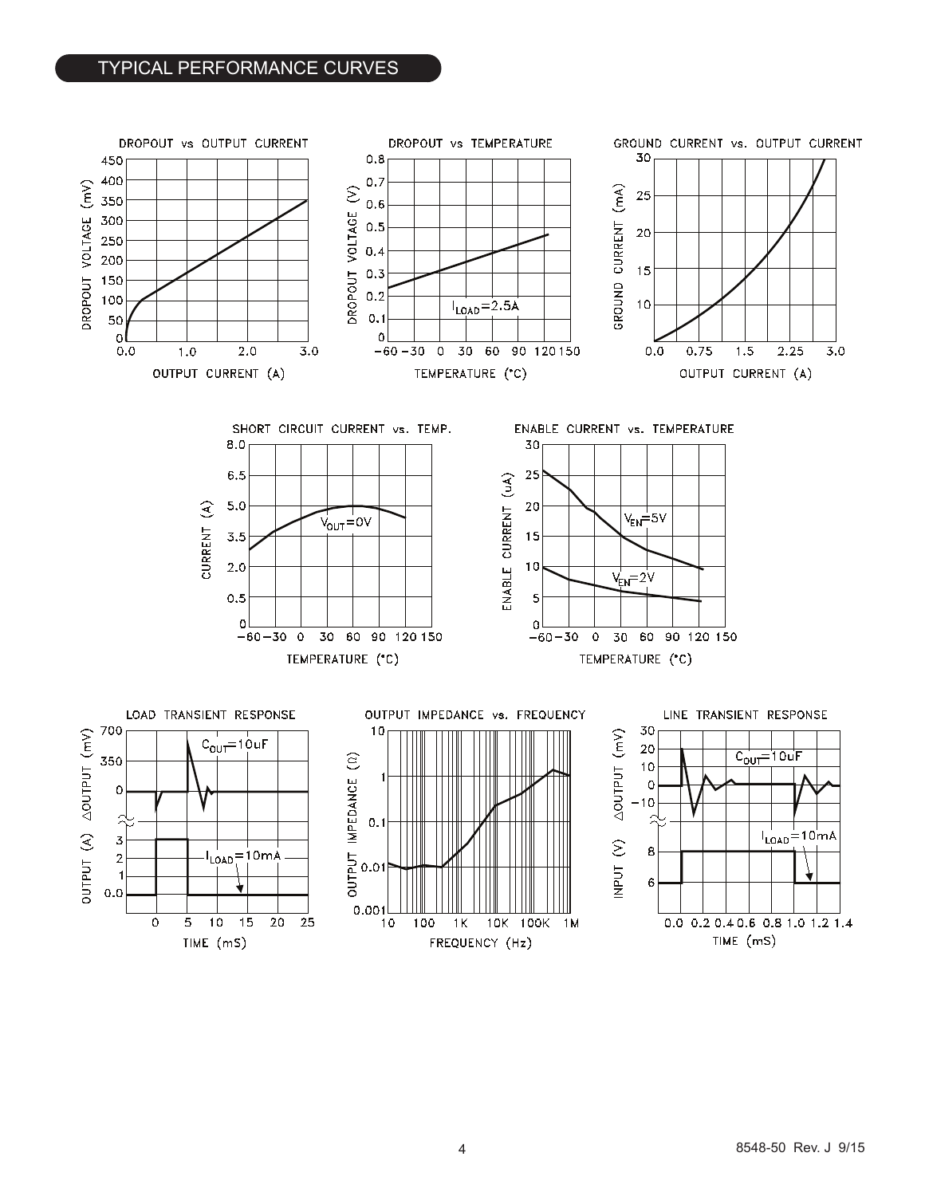## TYPICAL PERFORMANCE CURVES

DROPOUT vs OUTPUT CURRENT

DROPOUT VOLTAGE (mV)

OUTPUT CURRENT (A)

DROPOUT vs TEMPERATURE

DROPOUT VOLTAGE (V)

$I_{LOAD}$=2.5A

TEMPERATURE (°C)

GROUND CURRENT vs. OUTPUT CURRENT

GROUND CURRENT (mA)

OUTPUT CURRENT (A)

SHORT CIRCUIT CURRENT vs. TEMP.

CURRENT (A)

$V_{OUT}$=0V

TEMPERATURE (°C)

ENABLE CURRENT vs. TEMPERATURE

ENABLE CURRENT (uA)

$V_{EN}$=5V

$V_{EN}$=2V

TEMPERATURE (°C)

LOAD TRANSIENT RESPONSE

ΔOUTPUT (mV)

$C_{OUT}$=10uF

OUTPUT (A)

$I_{LOAD}$=10mA

TIME (mS)

OUTPUT IMPEDANCE vs. FREQUENCY

OUTPUT IMPEDANCE (Ω)

FREQUENCY (Hz)

LINE TRANSIENT RESPONSE

ΔOUTPUT (mV)

$C_{OUT}$=10uF

INPUT (V)

$I_{LOAD}$=10mA

TIME (mS)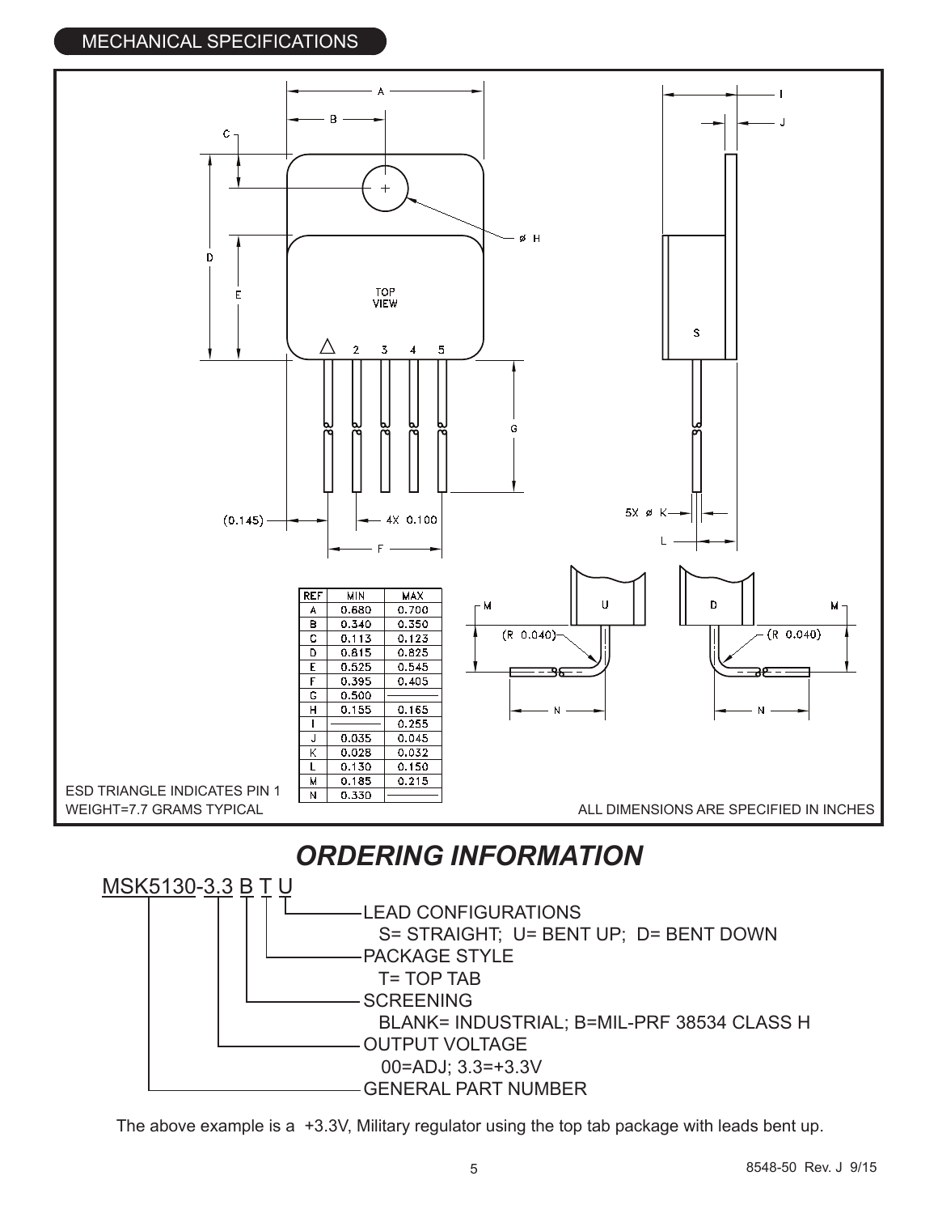## MECHANICAL SPECIFICATIONS

| REF | MIN | MAX |
|---|---|---|
| A | 0.680 | 0.700 |
| B | 0.340 | 0.350 |
| C | 0.113 | 0.123 |
| D | 0.815 | 0.825 |
| E | 0.525 | 0.545 |
| F | 0.395 | 0.405 |
| G | 0.500 | |
| H | 0.155 | 0.165 |
| I | | 0.255 |
| J | 0.035 | 0.045 |
| K | 0.028 | 0.032 |
| L | 0.130 | 0.150 |
| M | 0.185 | 0.215 |
| N | 0.330 | |

ESD TRIANGLE INDICATES PIN 1

WEIGHT=7.7 GRAMS TYPICAL

ALL DIMENSIONS ARE SPECIFIED IN INCHES

# *ORDERING INFORMATION*

MSK5130-3.3 B T U

- LEAD CONFIGURATIONS
  - S= STRAIGHT; U= BENT UP; D= BENT DOWN
- PACKAGE STYLE
  - T= TOP TAB
- SCREENING
  - BLANK= INDUSTRIAL; B=MIL-PRF 38534 CLASS H
- OUTPUT VOLTAGE
  - 00=ADJ; 3.3=+3.3V
- GENERAL PART NUMBER

The above example is a +3.3V, Military regulator using the top tab package with leads bent up.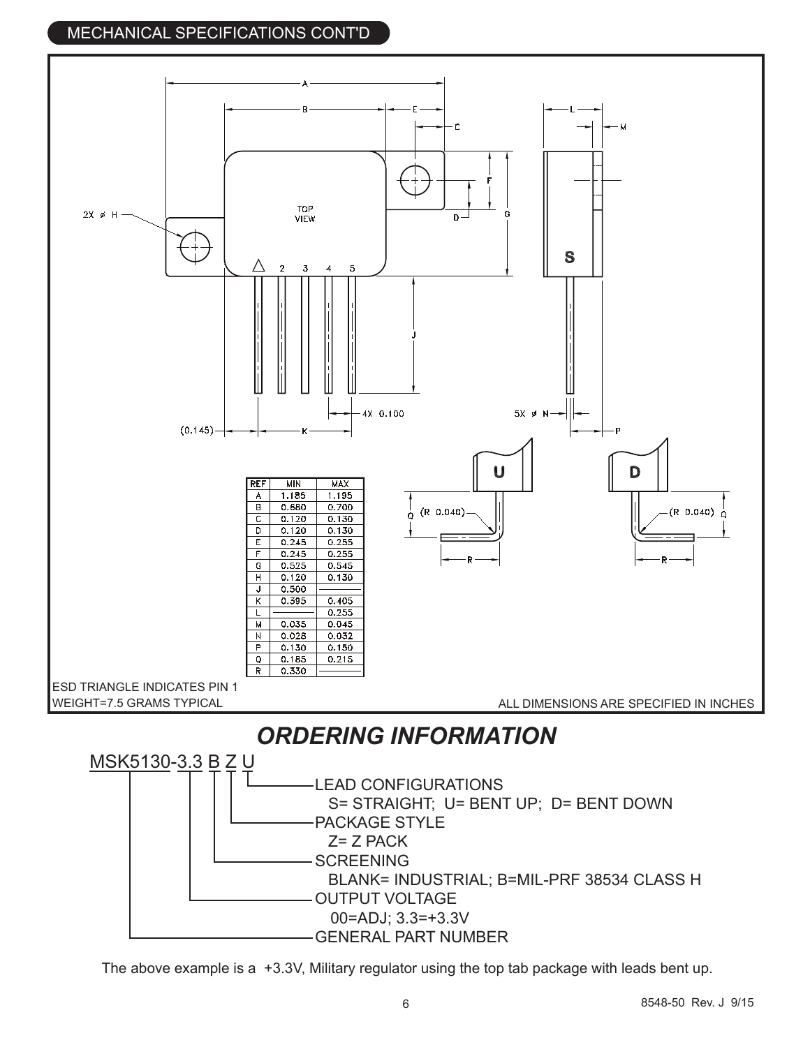## MECHANICAL SPECIFICATIONS CONT'D

| REF | MIN | MAX |
|---|---|---|
| A | 1.185 | 1.195 |
| B | 0.680 | 0.700 |
| C | 0.120 | 0.130 |
| D | 0.120 | 0.130 |
| E | 0.245 | 0.255 |
| F | 0.245 | 0.255 |
| G | 0.525 | 0.545 |
| H | 0.120 | 0.130 |
| J | 0.500 | ——— |
| K | 0.395 | 0.405 |
| L | ——— | 0.255 |
| M | 0.035 | 0.045 |
| N | 0.028 | 0.032 |
| P | 0.130 | 0.150 |
| Q | 0.185 | 0.215 |
| R | 0.330 | ——— |

ESD TRIANGLE INDICATES PIN 1

WEIGHT=7.5 GRAMS TYPICAL

ALL DIMENSIONS ARE SPECIFIED IN INCHES

# *ORDERING INFORMATION*

MSK5130-3.3 B Z U

- LEAD CONFIGURATIONS
  - S= STRAIGHT; U= BENT UP; D= BENT DOWN
- PACKAGE STYLE
  - Z= Z PACK
- SCREENING
  - BLANK= INDUSTRIAL; B=MIL-PRF 38534 CLASS H
- OUTPUT VOLTAGE
  - 00=ADJ; 3.3=+3.3V
- GENERAL PART NUMBER

The above example is a +3.3V, Military regulator using the top tab package with leads bent up.

8548-50 Rev. J 9/15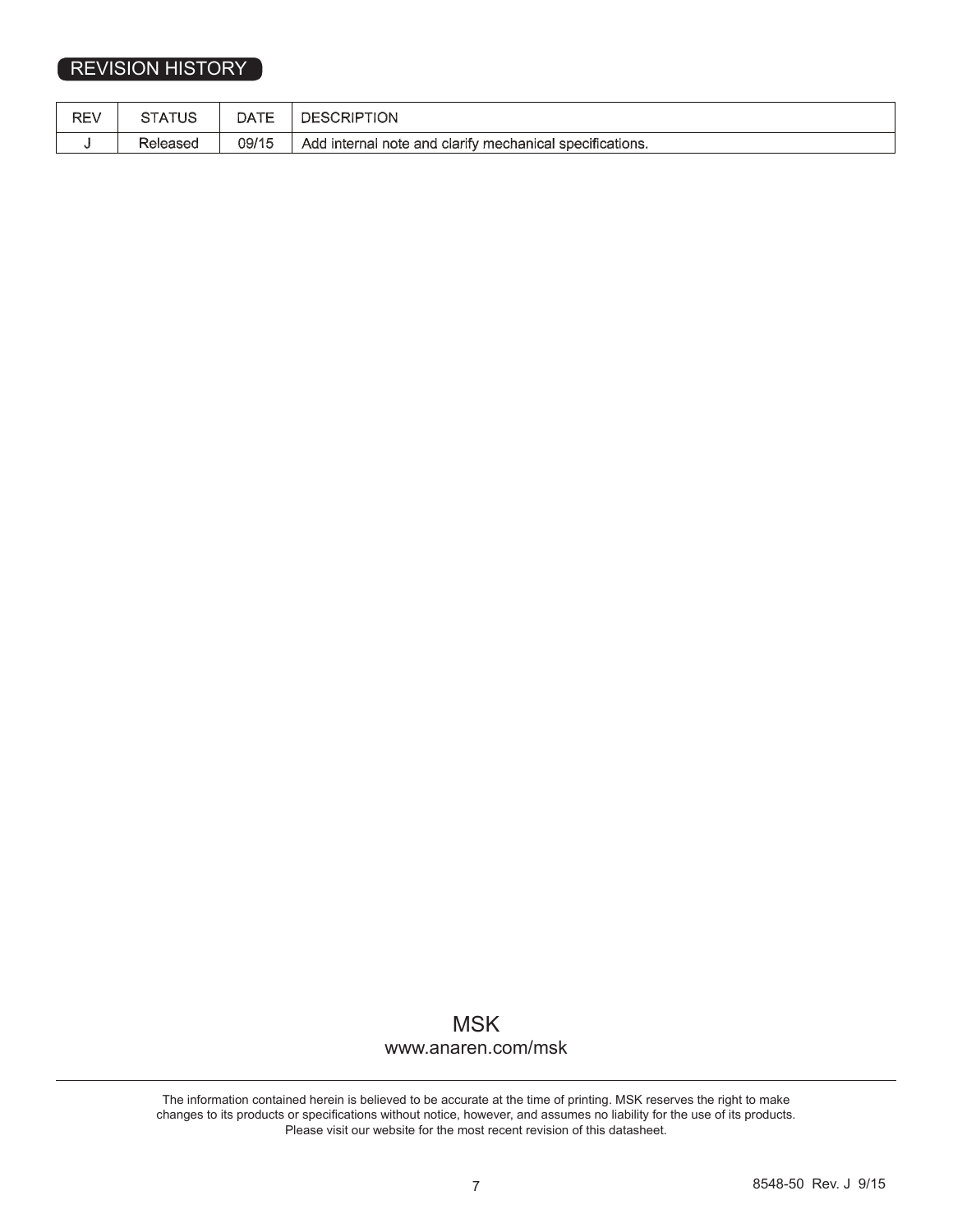## REVISION HISTORY

| REV | STATUS | DATE | DESCRIPTION |
|---|---|---|---|
| J | Released | 09/15 | Add internal note and clarify mechanical specifications. |

MSK
www.anaren.com/msk

The information contained herein is believed to be accurate at the time of printing. MSK reserves the right to make changes to its products or specifications without notice, however, and assumes no liability for the use of its products. Please visit our website for the most recent revision of this datasheet.